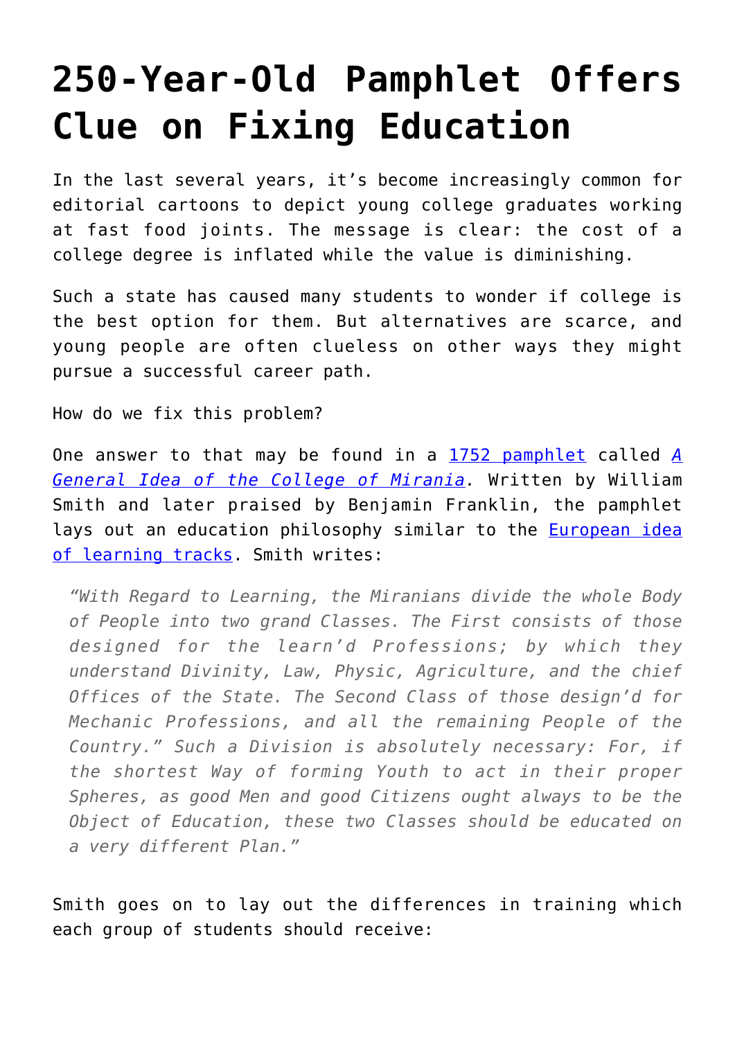# 250-Year-Old Pamphlet Offers Clue on Fixing Education

In the last several years, it's become increasingly common for editorial cartoons to depict young college graduates working at fast food joints. The message is clear: the cost of a college degree is inflated while the value is diminishing.

Such a state has caused many students to wonder if college is the best option for them. But alternatives are scarce, and young people are often clueless on other ways they might pursue a successful career path.

How do we fix this problem?

One answer to that may be found in a [1752 pamphlet](#) called [*A General Idea of the College of Mirania*](#). Written by William Smith and later praised by Benjamin Franklin, the pamphlet lays out an education philosophy similar to the [European idea of learning tracks](#). Smith writes:

> *"With Regard to Learning, the Miranians divide the whole Body of People into two grand Classes. The First consists of those designed for the learn'd Professions; by which they understand Divinity, Law, Physic, Agriculture, and the chief Offices of the State. The Second Class of those design'd for Mechanic Professions, and all the remaining People of the Country." Such a Division is absolutely necessary: For, if the shortest Way of forming Youth to act in their proper Spheres, as good Men and good Citizens ought always to be the Object of Education, these two Classes should be educated on a very different Plan."*

Smith goes on to lay out the differences in training which each group of students should receive: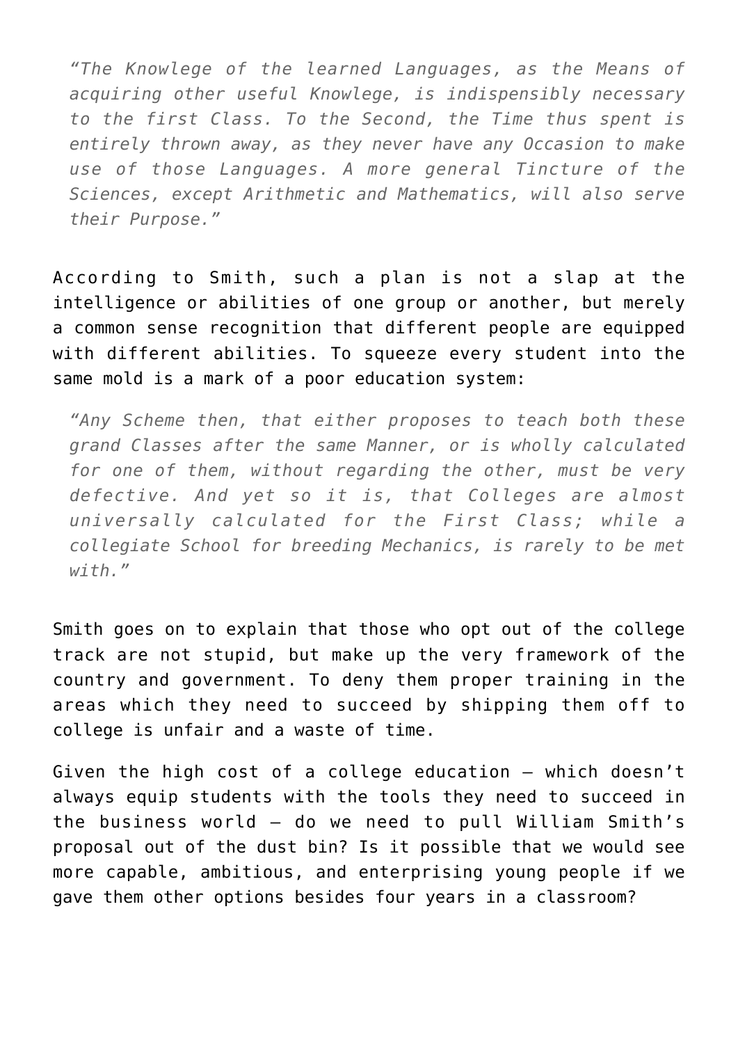> *"The Knowlege of the learned Languages, as the Means of acquiring other useful Knowlege, is indispensibly necessary to the first Class. To the Second, the Time thus spent is entirely thrown away, as they never have any Occasion to make use of those Languages. A more general Tincture of the Sciences, except Arithmetic and Mathematics, will also serve their Purpose."*

According to Smith, such a plan is not a slap at the intelligence or abilities of one group or another, but merely a common sense recognition that different people are equipped with different abilities. To squeeze every student into the same mold is a mark of a poor education system:

> *"Any Scheme then, that either proposes to teach both these grand Classes after the same Manner, or is wholly calculated for one of them, without regarding the other, must be very defective. And yet so it is, that Colleges are almost universally calculated for the First Class; while a collegiate School for breeding Mechanics, is rarely to be met with."*

Smith goes on to explain that those who opt out of the college track are not stupid, but make up the very framework of the country and government. To deny them proper training in the areas which they need to succeed by shipping them off to college is unfair and a waste of time.

Given the high cost of a college education – which doesn't always equip students with the tools they need to succeed in the business world – do we need to pull William Smith's proposal out of the dust bin? Is it possible that we would see more capable, ambitious, and enterprising young people if we gave them other options besides four years in a classroom?